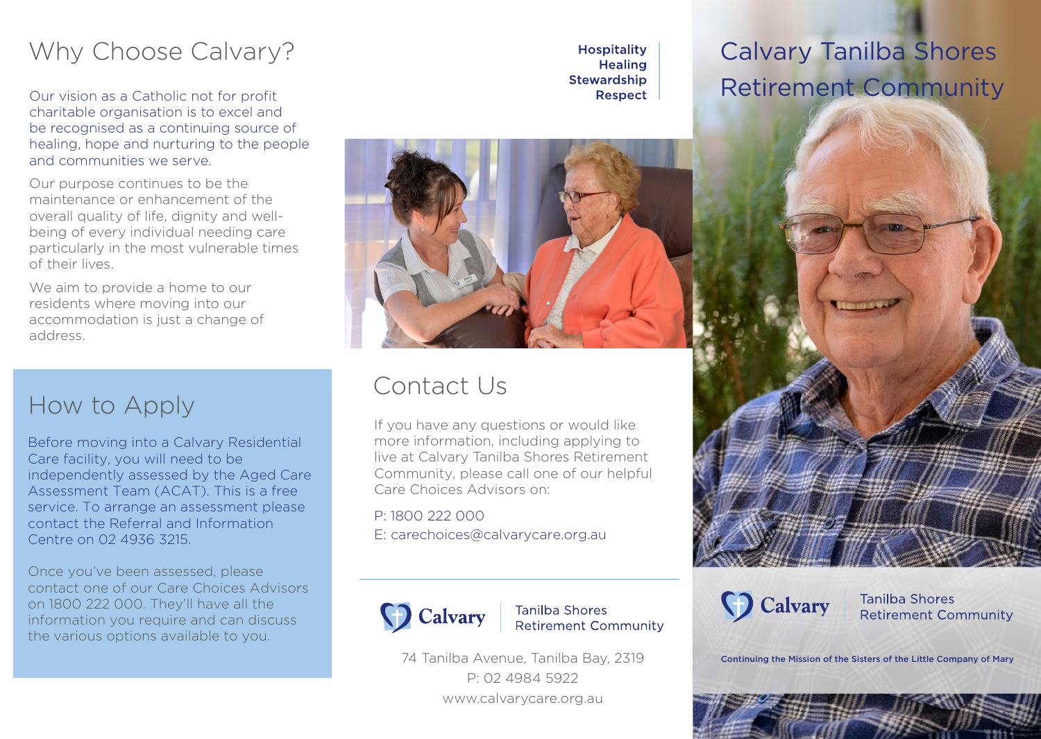## Why Choose Calvary?

Our vision as a Catholic not for profit charitable organisation is to excel and be recognised as a continuing source of healing, hope and nurturing to the people and communities we serve.

Our purpose continues to be the maintenance or enhancement of the overall quality of life, dignity and well-being of every individual needing care particularly in the most vulnerable times of their lives.

We aim to provide a home to our residents where moving into our accommodation is just a change of address.

## How to Apply

Before moving into a Calvary Residential Care facility, you will need to be independently assessed by the Aged Care Assessment Team (ACAT). This is a free service. To arrange an assessment please contact the Referral and Information Centre on 02 4936 3215.

Once you've been assessed, please contact one of our Care Choices Advisors on 1800 222 000. They'll have all the information you require and can discuss the various options available to you.

**Hospitality**
**Healing**
**Stewardship**
**Respect**

## Contact Us

If you have any questions or would like more information, including applying to live at Calvary Tanilba Shores Retirement Community, please call one of our helpful Care Choices Advisors on:

P: 1800 222 000
E: carechoices@calvarycare.org.au

Calvary | Tanilba Shores Retirement Community

74 Tanilba Avenue, Tanilba Bay, 2319
P: 02 4984 5922
www.calvarycare.org.au

# Calvary Tanilba Shores Retirement Community

Calvary | Tanilba Shores Retirement Community

**Continuing the Mission of the Sisters of the Little Company of Mary**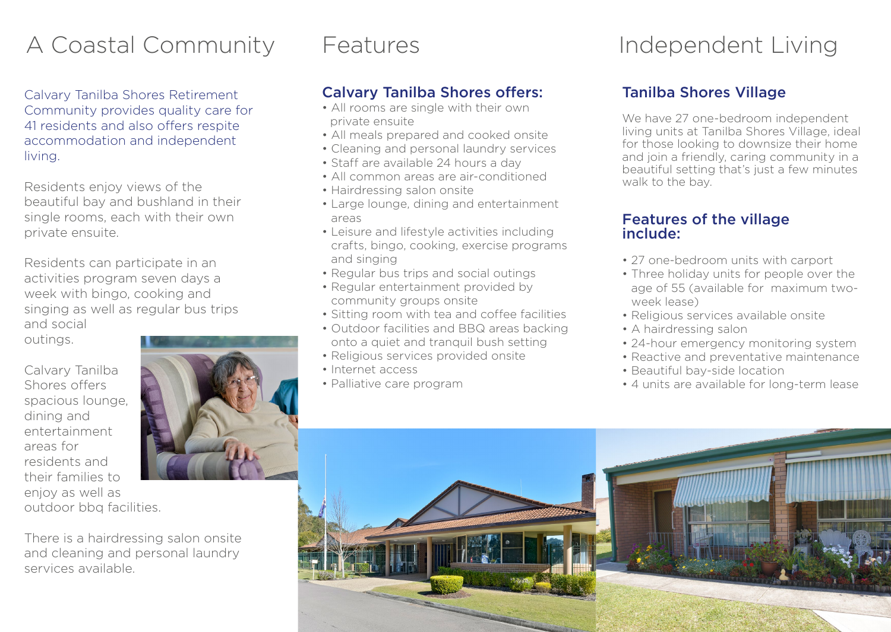# A Coastal Community

Calvary Tanilba Shores Retirement Community provides quality care for 41 residents and also offers respite accommodation and independent living.

Residents enjoy views of the beautiful bay and bushland in their single rooms, each with their own private ensuite.

Residents can participate in an activities program seven days a week with bingo, cooking and singing as well as regular bus trips and social outings.

Calvary Tanilba Shores offers spacious lounge, dining and entertainment areas for residents and their families to enjoy as well as outdoor bbq facilities.

There is a hairdressing salon onsite and cleaning and personal laundry services available.

# Features

## Calvary Tanilba Shores offers:

- All rooms are single with their own private ensuite
- All meals prepared and cooked onsite
- Cleaning and personal laundry services
- Staff are available 24 hours a day
- All common areas are air-conditioned
- Hairdressing salon onsite
- Large lounge, dining and entertainment areas
- Leisure and lifestyle activities including crafts, bingo, cooking, exercise programs and singing
- Regular bus trips and social outings
- Regular entertainment provided by community groups onsite
- Sitting room with tea and coffee facilities
- Outdoor facilities and BBQ areas backing onto a quiet and tranquil bush setting
- Religious services provided onsite
- Internet access
- Palliative care program

# Independent Living

## Tanilba Shores Village

We have 27 one-bedroom independent living units at Tanilba Shores Village, ideal for those looking to downsize their home and join a friendly, caring community in a beautiful setting that's just a few minutes walk to the bay.

## Features of the village include:

- 27 one-bedroom units with carport
- Three holiday units for people over the age of 55 (available for maximum two-week lease)
- Religious services available onsite
- A hairdressing salon
- 24-hour emergency monitoring system
- Reactive and preventative maintenance
- Beautiful bay-side location
- 4 units are available for long-term lease